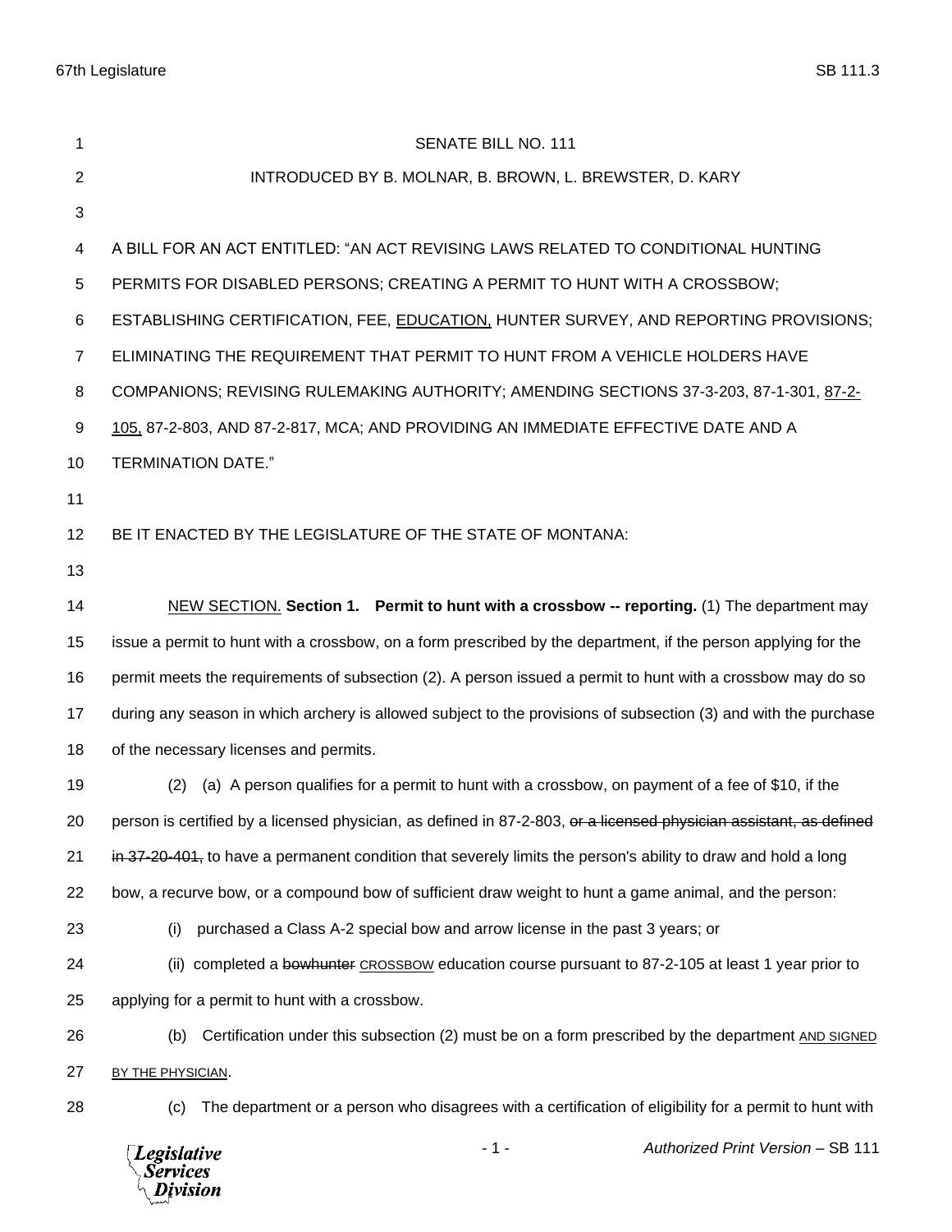SENATE BILL NO. 111

INTRODUCED BY B. MOLNAR, B. BROWN, L. BREWSTER, D. KARY

A BILL FOR AN ACT ENTITLED: "AN ACT REVISING LAWS RELATED TO CONDITIONAL HUNTING PERMITS FOR DISABLED PERSONS; CREATING A PERMIT TO HUNT WITH A CROSSBOW; ESTABLISHING CERTIFICATION, FEE, <u>EDUCATION,</u> HUNTER SURVEY, AND REPORTING PROVISIONS; ELIMINATING THE REQUIREMENT THAT PERMIT TO HUNT FROM A VEHICLE HOLDERS HAVE COMPANIONS; REVISING RULEMAKING AUTHORITY; AMENDING SECTIONS 37-3-203, 87-1-301, <u>87-2-105,</u> 87-2-803, AND 87-2-817, MCA; AND PROVIDING AN IMMEDIATE EFFECTIVE DATE AND A TERMINATION DATE."

BE IT ENACTED BY THE LEGISLATURE OF THE STATE OF MONTANA:

<u>NEW SECTION.</u> **Section 1. Permit to hunt with a crossbow -- reporting.** (1) The department may issue a permit to hunt with a crossbow, on a form prescribed by the department, if the person applying for the permit meets the requirements of subsection (2). A person issued a permit to hunt with a crossbow may do so during any season in which archery is allowed subject to the provisions of subsection (3) and with the purchase of the necessary licenses and permits.

(2) (a) A person qualifies for a permit to hunt with a crossbow, on payment of a fee of $10, if the person is certified by a licensed physician, as defined in 87-2-803, ~~or a licensed physician assistant, as defined in 37-20-401,~~ to have a permanent condition that severely limits the person's ability to draw and hold a long bow, a recurve bow, or a compound bow of sufficient draw weight to hunt a game animal, and the person:

(i) purchased a Class A-2 special bow and arrow license in the past 3 years; or

(ii) completed a ~~bowhunter~~ <u>CROSSBOW</u> education course pursuant to 87-2-105 at least 1 year prior to applying for a permit to hunt with a crossbow.

(b) Certification under this subsection (2) must be on a form prescribed by the department <u>AND SIGNED BY THE PHYSICIAN</u>.

(c) The department or a person who disagrees with a certification of eligibility for a permit to hunt with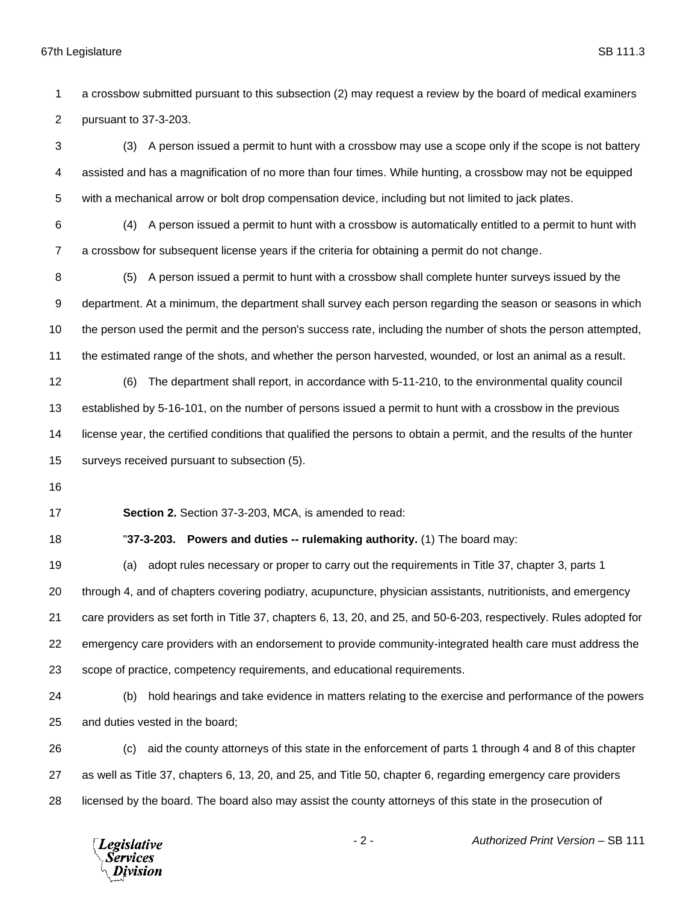a crossbow submitted pursuant to this subsection (2) may request a review by the board of medical examiners pursuant to 37-3-203.

(3) A person issued a permit to hunt with a crossbow may use a scope only if the scope is not battery assisted and has a magnification of no more than four times. While hunting, a crossbow may not be equipped with a mechanical arrow or bolt drop compensation device, including but not limited to jack plates.

(4) A person issued a permit to hunt with a crossbow is automatically entitled to a permit to hunt with a crossbow for subsequent license years if the criteria for obtaining a permit do not change.

(5) A person issued a permit to hunt with a crossbow shall complete hunter surveys issued by the department. At a minimum, the department shall survey each person regarding the season or seasons in which the person used the permit and the person's success rate, including the number of shots the person attempted, the estimated range of the shots, and whether the person harvested, wounded, or lost an animal as a result.

(6) The department shall report, in accordance with 5-11-210, to the environmental quality council established by 5-16-101, on the number of persons issued a permit to hunt with a crossbow in the previous license year, the certified conditions that qualified the persons to obtain a permit, and the results of the hunter surveys received pursuant to subsection (5).

**Section 2.** Section 37-3-203, MCA, is amended to read:

"**37-3-203. Powers and duties -- rulemaking authority.** (1) The board may:

(a) adopt rules necessary or proper to carry out the requirements in Title 37, chapter 3, parts 1 through 4, and of chapters covering podiatry, acupuncture, physician assistants, nutritionists, and emergency care providers as set forth in Title 37, chapters 6, 13, 20, and 25, and 50-6-203, respectively. Rules adopted for emergency care providers with an endorsement to provide community-integrated health care must address the scope of practice, competency requirements, and educational requirements.

(b) hold hearings and take evidence in matters relating to the exercise and performance of the powers and duties vested in the board;

(c) aid the county attorneys of this state in the enforcement of parts 1 through 4 and 8 of this chapter as well as Title 37, chapters 6, 13, 20, and 25, and Title 50, chapter 6, regarding emergency care providers licensed by the board. The board also may assist the county attorneys of this state in the prosecution of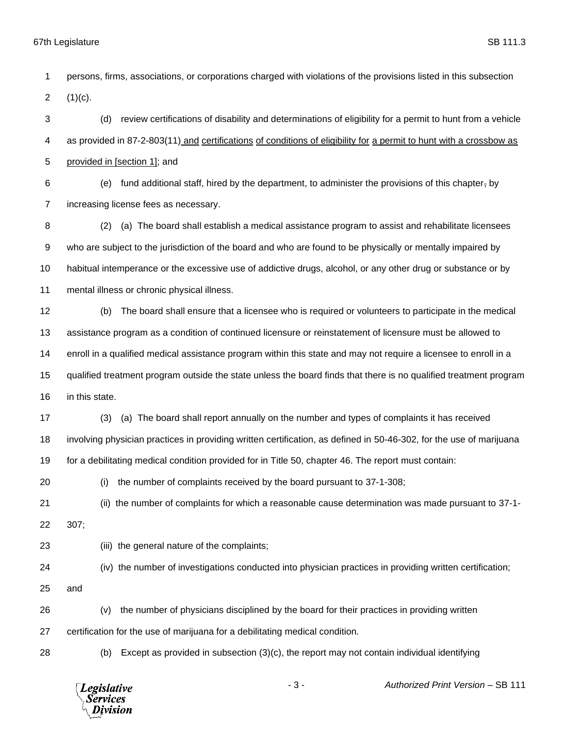persons, firms, associations, or corporations charged with violations of the provisions listed in this subsection (1)(c).

(d) review certifications of disability and determinations of eligibility for a permit to hunt from a vehicle as provided in 87-2-803(11) and certifications of conditions of eligibility for a permit to hunt with a crossbow as provided in [section 1]; and

(e) fund additional staff, hired by the department, to administer the provisions of this chapter, by increasing license fees as necessary.

(2) (a) The board shall establish a medical assistance program to assist and rehabilitate licensees who are subject to the jurisdiction of the board and who are found to be physically or mentally impaired by habitual intemperance or the excessive use of addictive drugs, alcohol, or any other drug or substance or by mental illness or chronic physical illness.

(b) The board shall ensure that a licensee who is required or volunteers to participate in the medical assistance program as a condition of continued licensure or reinstatement of licensure must be allowed to enroll in a qualified medical assistance program within this state and may not require a licensee to enroll in a qualified treatment program outside the state unless the board finds that there is no qualified treatment program in this state.

(3) (a) The board shall report annually on the number and types of complaints it has received involving physician practices in providing written certification, as defined in 50-46-302, for the use of marijuana for a debilitating medical condition provided for in Title 50, chapter 46. The report must contain:

(i) the number of complaints received by the board pursuant to 37-1-308;

(ii) the number of complaints for which a reasonable cause determination was made pursuant to 37-1-307;

(iii) the general nature of the complaints;

(iv) the number of investigations conducted into physician practices in providing written certification; and

(v) the number of physicians disciplined by the board for their practices in providing written certification for the use of marijuana for a debilitating medical condition.

(b) Except as provided in subsection (3)(c), the report may not contain individual identifying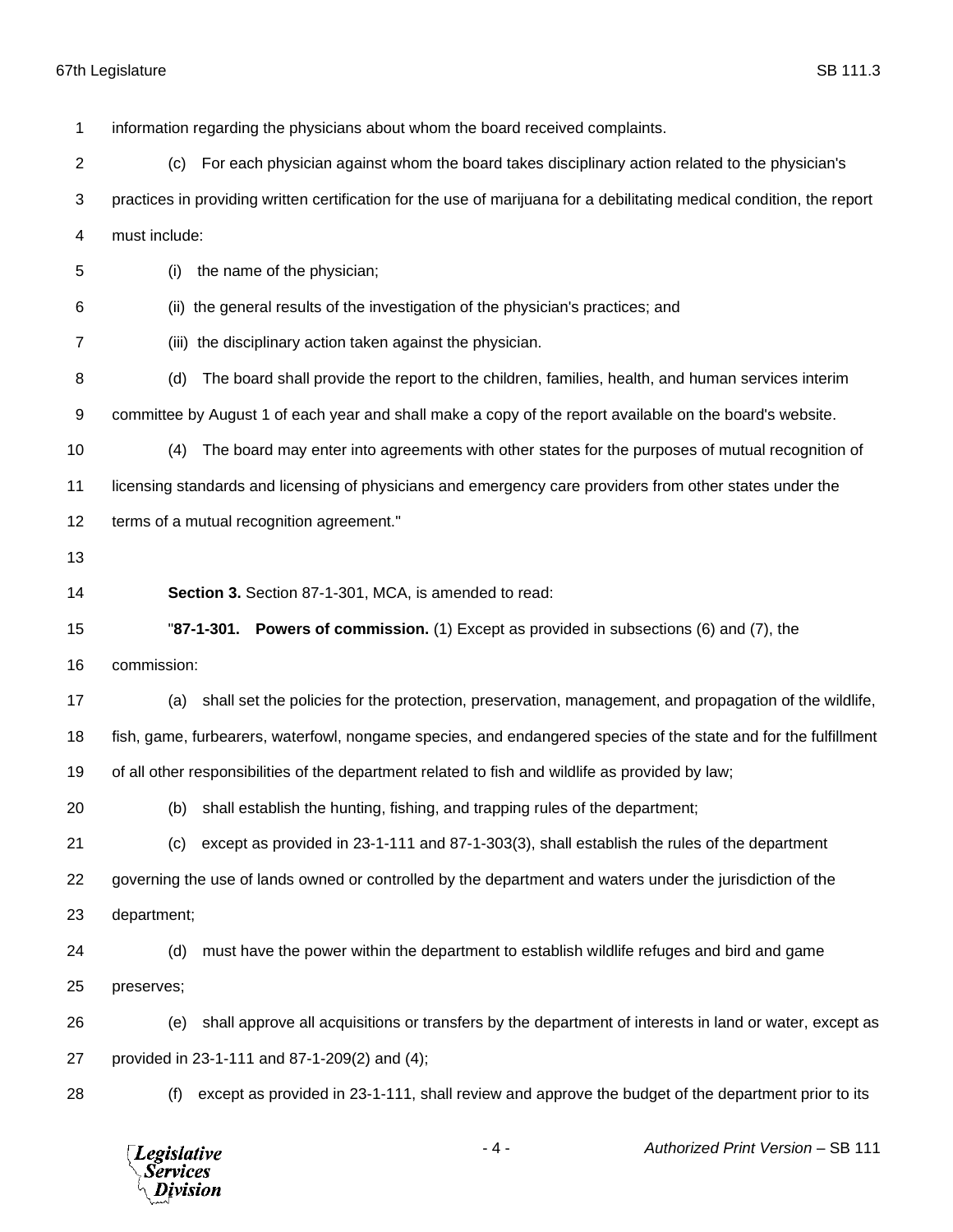information regarding the physicians about whom the board received complaints.

(c) For each physician against whom the board takes disciplinary action related to the physician's practices in providing written certification for the use of marijuana for a debilitating medical condition, the report must include:

(i) the name of the physician;

(ii) the general results of the investigation of the physician's practices; and

(iii) the disciplinary action taken against the physician.

(d) The board shall provide the report to the children, families, health, and human services interim committee by August 1 of each year and shall make a copy of the report available on the board's website.

(4) The board may enter into agreements with other states for the purposes of mutual recognition of licensing standards and licensing of physicians and emergency care providers from other states under the terms of a mutual recognition agreement."

**Section 3.** Section 87-1-301, MCA, is amended to read:

"**87-1-301. Powers of commission.** (1) Except as provided in subsections (6) and (7), the commission:

(a) shall set the policies for the protection, preservation, management, and propagation of the wildlife, fish, game, furbearers, waterfowl, nongame species, and endangered species of the state and for the fulfillment of all other responsibilities of the department related to fish and wildlife as provided by law;

(b) shall establish the hunting, fishing, and trapping rules of the department;

(c) except as provided in 23-1-111 and 87-1-303(3), shall establish the rules of the department governing the use of lands owned or controlled by the department and waters under the jurisdiction of the department;

(d) must have the power within the department to establish wildlife refuges and bird and game preserves;

(e) shall approve all acquisitions or transfers by the department of interests in land or water, except as provided in 23-1-111 and 87-1-209(2) and (4);

(f) except as provided in 23-1-111, shall review and approve the budget of the department prior to its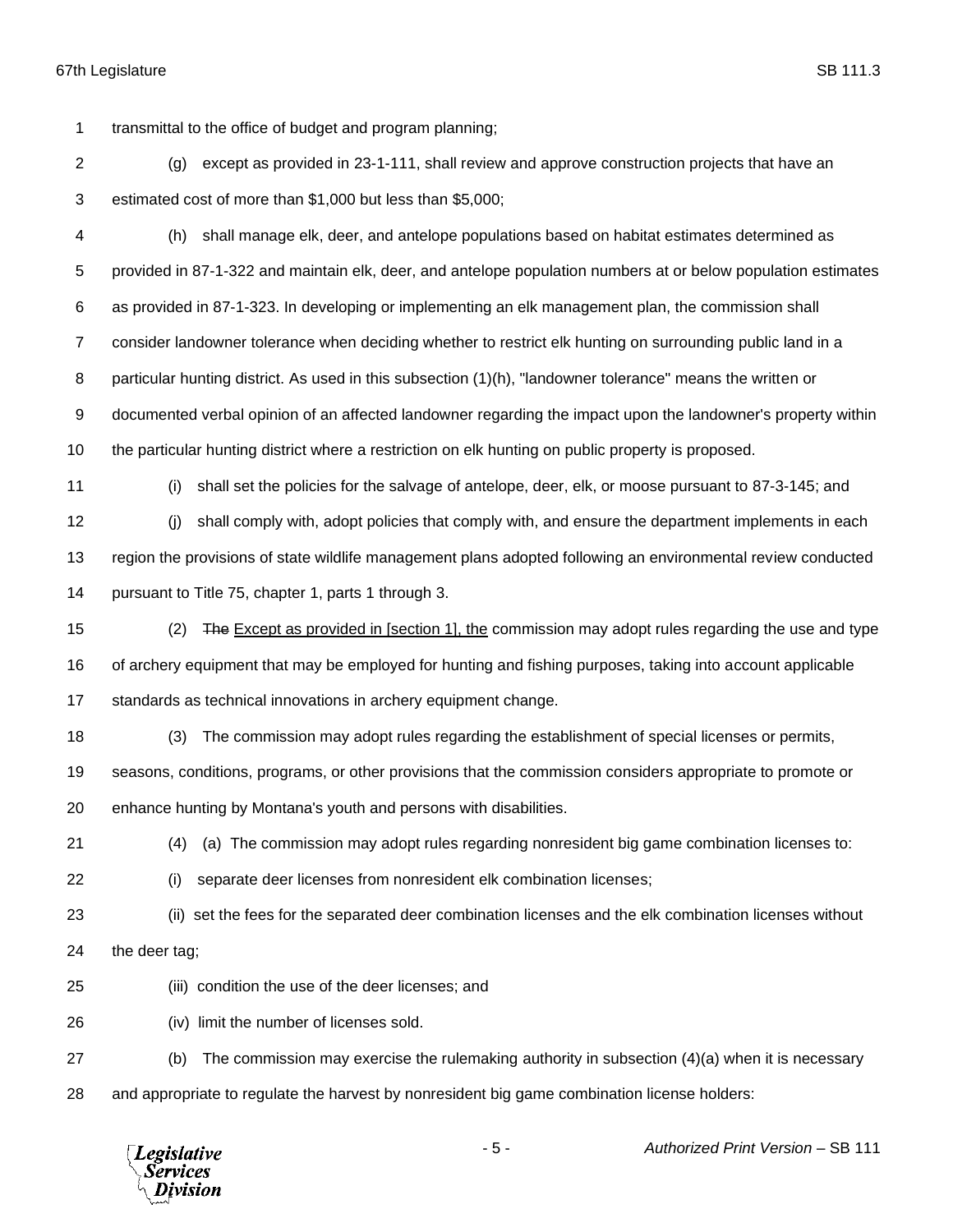transmittal to the office of budget and program planning;

(g) except as provided in 23-1-111, shall review and approve construction projects that have an estimated cost of more than $1,000 but less than $5,000;

(h) shall manage elk, deer, and antelope populations based on habitat estimates determined as provided in 87-1-322 and maintain elk, deer, and antelope population numbers at or below population estimates as provided in 87-1-323. In developing or implementing an elk management plan, the commission shall consider landowner tolerance when deciding whether to restrict elk hunting on surrounding public land in a particular hunting district. As used in this subsection (1)(h), "landowner tolerance" means the written or documented verbal opinion of an affected landowner regarding the impact upon the landowner's property within the particular hunting district where a restriction on elk hunting on public property is proposed.

(i) shall set the policies for the salvage of antelope, deer, elk, or moose pursuant to 87-3-145; and

(j) shall comply with, adopt policies that comply with, and ensure the department implements in each region the provisions of state wildlife management plans adopted following an environmental review conducted pursuant to Title 75, chapter 1, parts 1 through 3.

(2) ~~The~~ <u>Except as provided in [section 1], the</u> commission may adopt rules regarding the use and type of archery equipment that may be employed for hunting and fishing purposes, taking into account applicable standards as technical innovations in archery equipment change.

(3) The commission may adopt rules regarding the establishment of special licenses or permits, seasons, conditions, programs, or other provisions that the commission considers appropriate to promote or enhance hunting by Montana's youth and persons with disabilities.

(4) (a) The commission may adopt rules regarding nonresident big game combination licenses to:

(i) separate deer licenses from nonresident elk combination licenses;

(ii) set the fees for the separated deer combination licenses and the elk combination licenses without the deer tag;

(iii) condition the use of the deer licenses; and

(iv) limit the number of licenses sold.

(b) The commission may exercise the rulemaking authority in subsection (4)(a) when it is necessary and appropriate to regulate the harvest by nonresident big game combination license holders: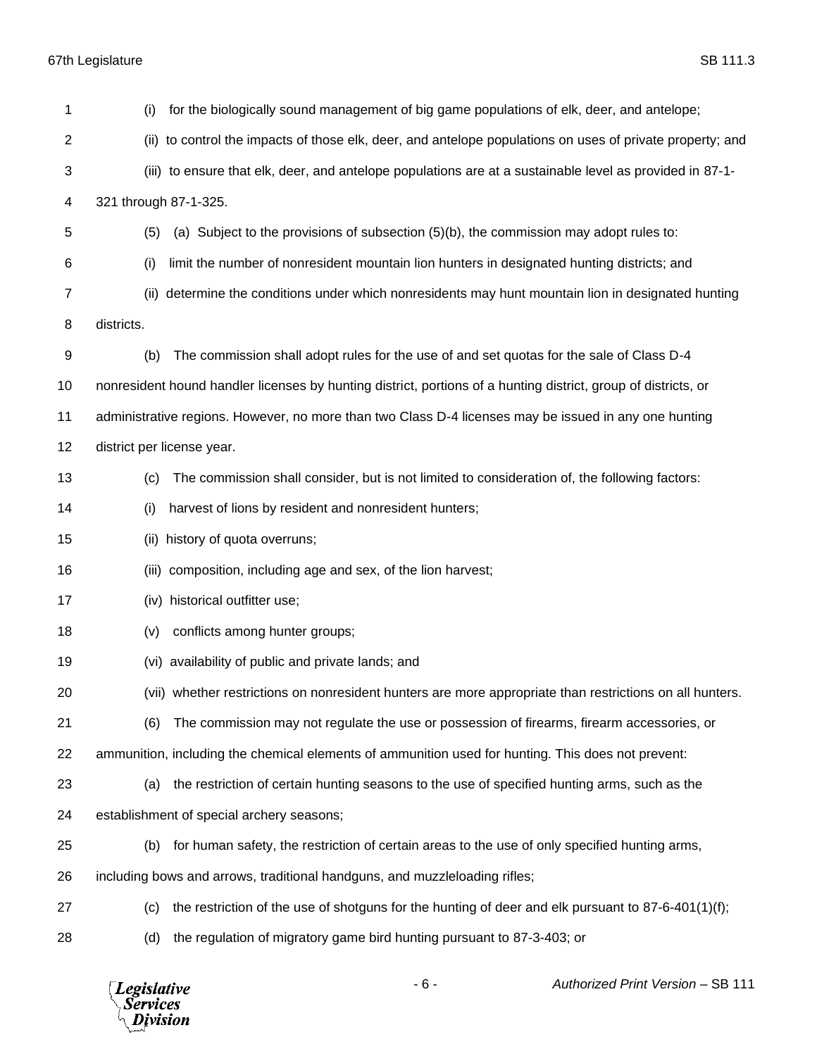(i) for the biologically sound management of big game populations of elk, deer, and antelope;

(ii) to control the impacts of those elk, deer, and antelope populations on uses of private property; and

(iii) to ensure that elk, deer, and antelope populations are at a sustainable level as provided in 87-1-321 through 87-1-325.

(5) (a) Subject to the provisions of subsection (5)(b), the commission may adopt rules to:

(i) limit the number of nonresident mountain lion hunters in designated hunting districts; and

(ii) determine the conditions under which nonresidents may hunt mountain lion in designated hunting districts.

(b) The commission shall adopt rules for the use of and set quotas for the sale of Class D-4 nonresident hound handler licenses by hunting district, portions of a hunting district, group of districts, or administrative regions. However, no more than two Class D-4 licenses may be issued in any one hunting district per license year.

(c) The commission shall consider, but is not limited to consideration of, the following factors:

(i) harvest of lions by resident and nonresident hunters;

(ii) history of quota overruns;

(iii) composition, including age and sex, of the lion harvest;

(iv) historical outfitter use;

(v) conflicts among hunter groups;

(vi) availability of public and private lands; and

(vii) whether restrictions on nonresident hunters are more appropriate than restrictions on all hunters.

(6) The commission may not regulate the use or possession of firearms, firearm accessories, or ammunition, including the chemical elements of ammunition used for hunting. This does not prevent:

(a) the restriction of certain hunting seasons to the use of specified hunting arms, such as the establishment of special archery seasons;

(b) for human safety, the restriction of certain areas to the use of only specified hunting arms, including bows and arrows, traditional handguns, and muzzleloading rifles;

(c) the restriction of the use of shotguns for the hunting of deer and elk pursuant to 87-6-401(1)(f);

(d) the regulation of migratory game bird hunting pursuant to 87-3-403; or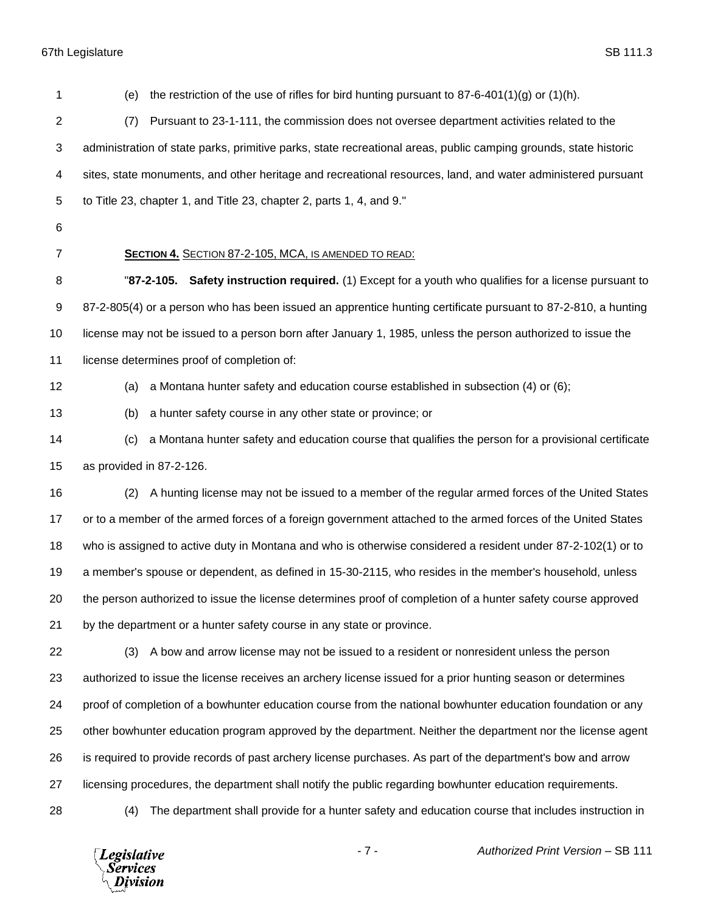(e) the restriction of the use of rifles for bird hunting pursuant to 87-6-401(1)(g) or (1)(h).

(7) Pursuant to 23-1-111, the commission does not oversee department activities related to the administration of state parks, primitive parks, state recreational areas, public camping grounds, state historic sites, state monuments, and other heritage and recreational resources, land, and water administered pursuant to Title 23, chapter 1, and Title 23, chapter 2, parts 1, 4, and 9."

**Section 4.** Section 87-2-105, MCA, is amended to read:

"**87-2-105. Safety instruction required.** (1) Except for a youth who qualifies for a license pursuant to 87-2-805(4) or a person who has been issued an apprentice hunting certificate pursuant to 87-2-810, a hunting license may not be issued to a person born after January 1, 1985, unless the person authorized to issue the license determines proof of completion of:

(a) a Montana hunter safety and education course established in subsection (4) or (6);

(b) a hunter safety course in any other state or province; or

(c) a Montana hunter safety and education course that qualifies the person for a provisional certificate as provided in 87-2-126.

(2) A hunting license may not be issued to a member of the regular armed forces of the United States or to a member of the armed forces of a foreign government attached to the armed forces of the United States who is assigned to active duty in Montana and who is otherwise considered a resident under 87-2-102(1) or to a member's spouse or dependent, as defined in 15-30-2115, who resides in the member's household, unless the person authorized to issue the license determines proof of completion of a hunter safety course approved by the department or a hunter safety course in any state or province.

(3) A bow and arrow license may not be issued to a resident or nonresident unless the person authorized to issue the license receives an archery license issued for a prior hunting season or determines proof of completion of a bowhunter education course from the national bowhunter education foundation or any other bowhunter education program approved by the department. Neither the department nor the license agent is required to provide records of past archery license purchases. As part of the department's bow and arrow licensing procedures, the department shall notify the public regarding bowhunter education requirements.

(4) The department shall provide for a hunter safety and education course that includes instruction in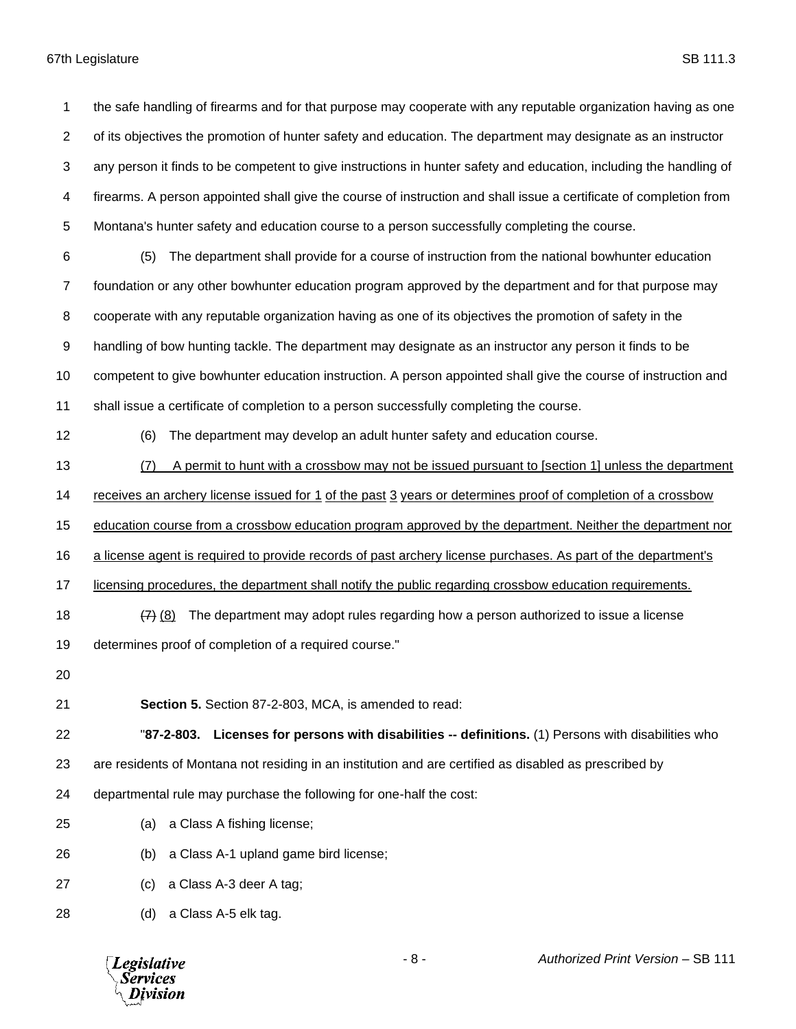the safe handling of firearms and for that purpose may cooperate with any reputable organization having as one of its objectives the promotion of hunter safety and education. The department may designate as an instructor any person it finds to be competent to give instructions in hunter safety and education, including the handling of firearms. A person appointed shall give the course of instruction and shall issue a certificate of completion from Montana's hunter safety and education course to a person successfully completing the course.

(5) The department shall provide for a course of instruction from the national bowhunter education foundation or any other bowhunter education program approved by the department and for that purpose may cooperate with any reputable organization having as one of its objectives the promotion of safety in the handling of bow hunting tackle. The department may designate as an instructor any person it finds to be competent to give bowhunter education instruction. A person appointed shall give the course of instruction and shall issue a certificate of completion to a person successfully completing the course.

(6) The department may develop an adult hunter safety and education course.

<u>(7) A permit to hunt with a crossbow may not be issued pursuant to [section 1] unless the department receives an archery license issued for 1 of the past 3 years or determines proof of completion of a crossbow education course from a crossbow education program approved by the department. Neither the department nor a license agent is required to provide records of past archery license purchases. As part of the department's licensing procedures, the department shall notify the public regarding crossbow education requirements.</u>

~~(7)~~ <u>(8)</u> The department may adopt rules regarding how a person authorized to issue a license determines proof of completion of a required course."

**Section 5.** Section 87-2-803, MCA, is amended to read:

"**87-2-803. Licenses for persons with disabilities -- definitions.** (1) Persons with disabilities who are residents of Montana not residing in an institution and are certified as disabled as prescribed by departmental rule may purchase the following for one-half the cost:

(a) a Class A fishing license;

(b) a Class A-1 upland game bird license;

(c) a Class A-3 deer A tag;

(d) a Class A-5 elk tag.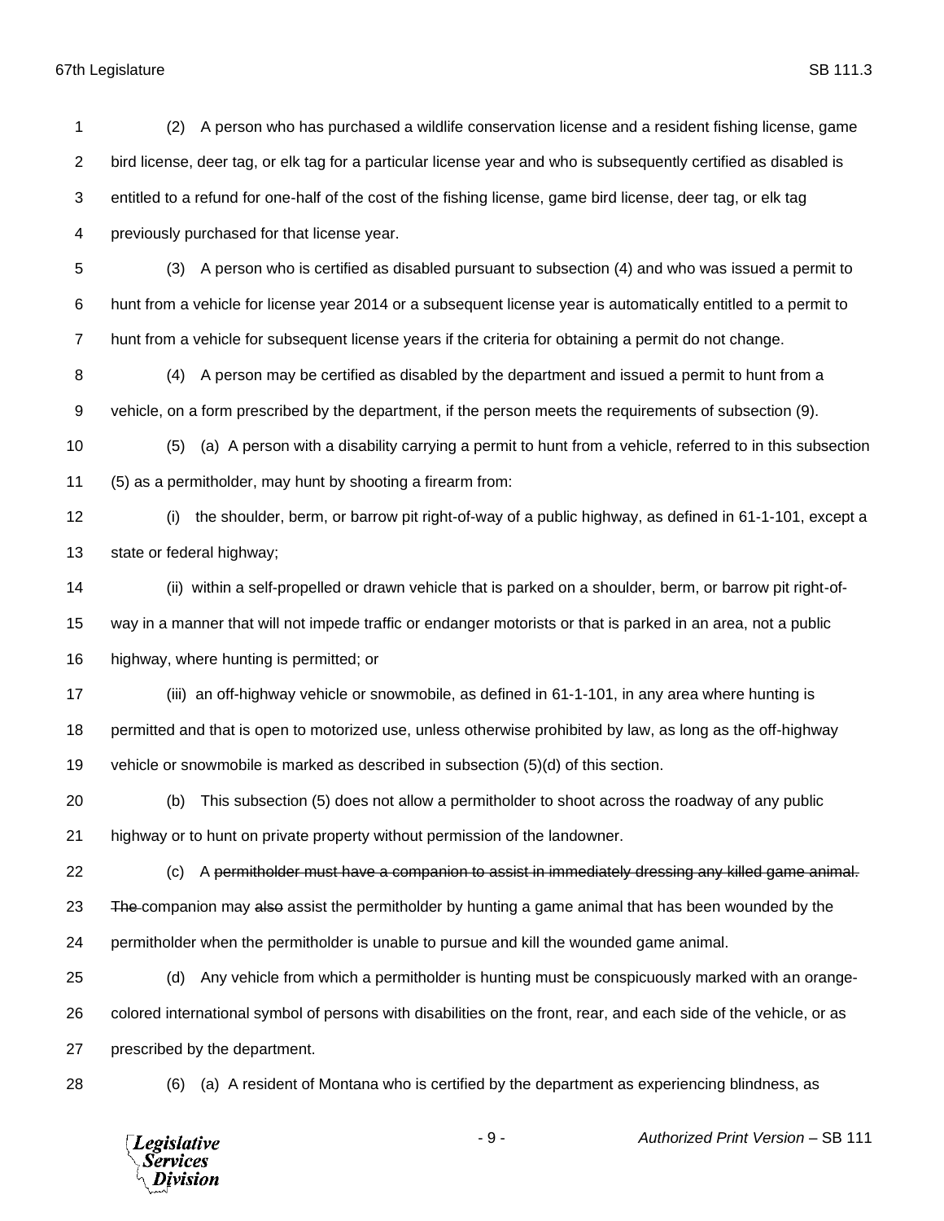(2) A person who has purchased a wildlife conservation license and a resident fishing license, game bird license, deer tag, or elk tag for a particular license year and who is subsequently certified as disabled is entitled to a refund for one-half of the cost of the fishing license, game bird license, deer tag, or elk tag previously purchased for that license year.

(3) A person who is certified as disabled pursuant to subsection (4) and who was issued a permit to hunt from a vehicle for license year 2014 or a subsequent license year is automatically entitled to a permit to hunt from a vehicle for subsequent license years if the criteria for obtaining a permit do not change.

(4) A person may be certified as disabled by the department and issued a permit to hunt from a vehicle, on a form prescribed by the department, if the person meets the requirements of subsection (9).

(5) (a) A person with a disability carrying a permit to hunt from a vehicle, referred to in this subsection (5) as a permitholder, may hunt by shooting a firearm from:

(i) the shoulder, berm, or barrow pit right-of-way of a public highway, as defined in 61-1-101, except a state or federal highway;

(ii) within a self-propelled or drawn vehicle that is parked on a shoulder, berm, or barrow pit right-of-way in a manner that will not impede traffic or endanger motorists or that is parked in an area, not a public highway, where hunting is permitted; or

(iii) an off-highway vehicle or snowmobile, as defined in 61-1-101, in any area where hunting is permitted and that is open to motorized use, unless otherwise prohibited by law, as long as the off-highway vehicle or snowmobile is marked as described in subsection (5)(d) of this section.

(b) This subsection (5) does not allow a permitholder to shoot across the roadway of any public highway or to hunt on private property without permission of the landowner.

(c) A ~~permitholder must have a companion to assist in immediately dressing any killed game animal. The~~ companion may ~~also~~ assist the permitholder by hunting a game animal that has been wounded by the permitholder when the permitholder is unable to pursue and kill the wounded game animal.

(d) Any vehicle from which a permitholder is hunting must be conspicuously marked with an orange-colored international symbol of persons with disabilities on the front, rear, and each side of the vehicle, or as prescribed by the department.

(6) (a) A resident of Montana who is certified by the department as experiencing blindness, as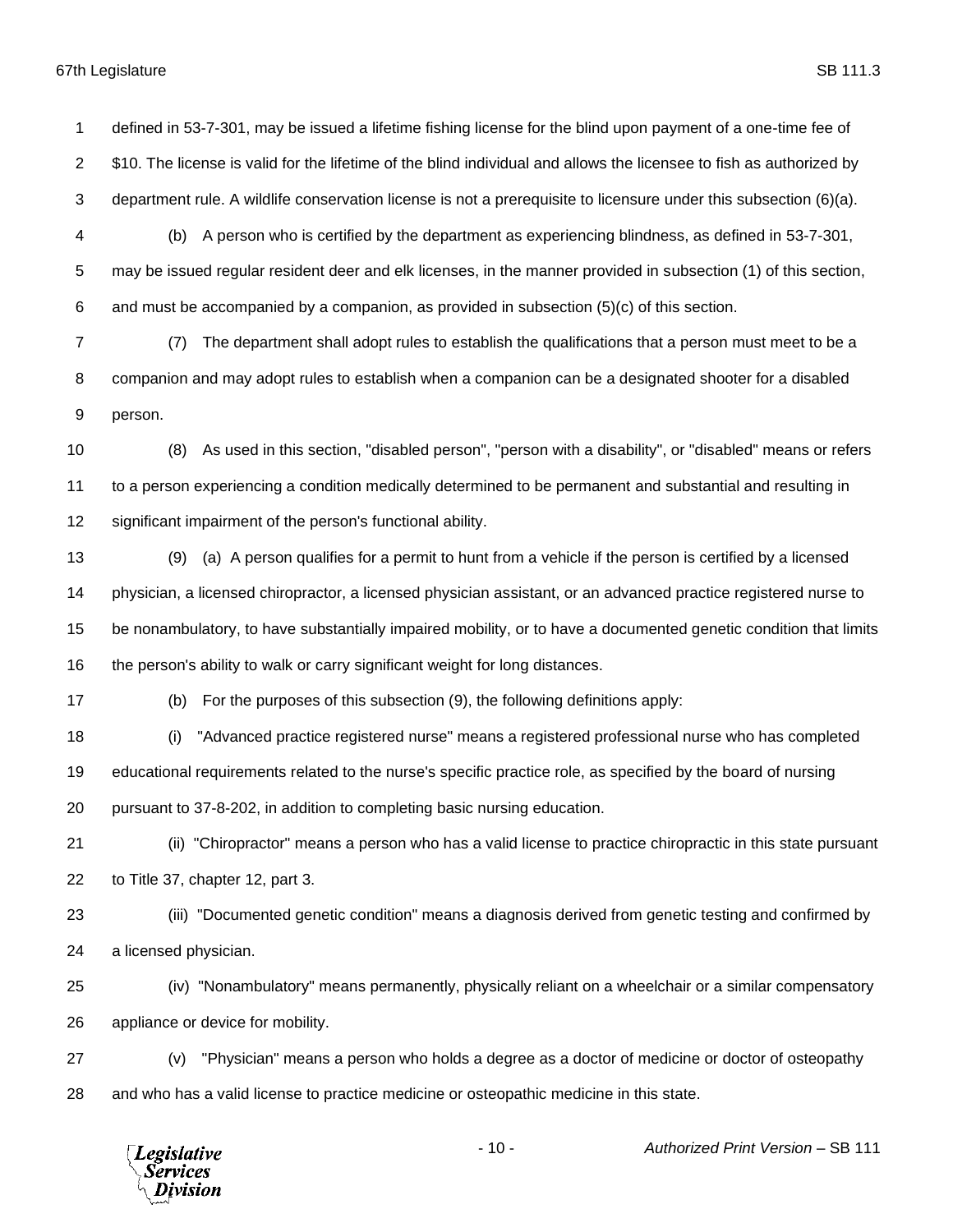defined in 53-7-301, may be issued a lifetime fishing license for the blind upon payment of a one-time fee of $10. The license is valid for the lifetime of the blind individual and allows the licensee to fish as authorized by department rule. A wildlife conservation license is not a prerequisite to licensure under this subsection (6)(a).

(b) A person who is certified by the department as experiencing blindness, as defined in 53-7-301, may be issued regular resident deer and elk licenses, in the manner provided in subsection (1) of this section, and must be accompanied by a companion, as provided in subsection (5)(c) of this section.

(7) The department shall adopt rules to establish the qualifications that a person must meet to be a companion and may adopt rules to establish when a companion can be a designated shooter for a disabled person.

(8) As used in this section, "disabled person", "person with a disability", or "disabled" means or refers to a person experiencing a condition medically determined to be permanent and substantial and resulting in significant impairment of the person's functional ability.

(9) (a) A person qualifies for a permit to hunt from a vehicle if the person is certified by a licensed physician, a licensed chiropractor, a licensed physician assistant, or an advanced practice registered nurse to be nonambulatory, to have substantially impaired mobility, or to have a documented genetic condition that limits the person's ability to walk or carry significant weight for long distances.

(b) For the purposes of this subsection (9), the following definitions apply:

(i) "Advanced practice registered nurse" means a registered professional nurse who has completed educational requirements related to the nurse's specific practice role, as specified by the board of nursing pursuant to 37-8-202, in addition to completing basic nursing education.

(ii) "Chiropractor" means a person who has a valid license to practice chiropractic in this state pursuant to Title 37, chapter 12, part 3.

(iii) "Documented genetic condition" means a diagnosis derived from genetic testing and confirmed by a licensed physician.

(iv) "Nonambulatory" means permanently, physically reliant on a wheelchair or a similar compensatory appliance or device for mobility.

(v) "Physician" means a person who holds a degree as a doctor of medicine or doctor of osteopathy and who has a valid license to practice medicine or osteopathic medicine in this state.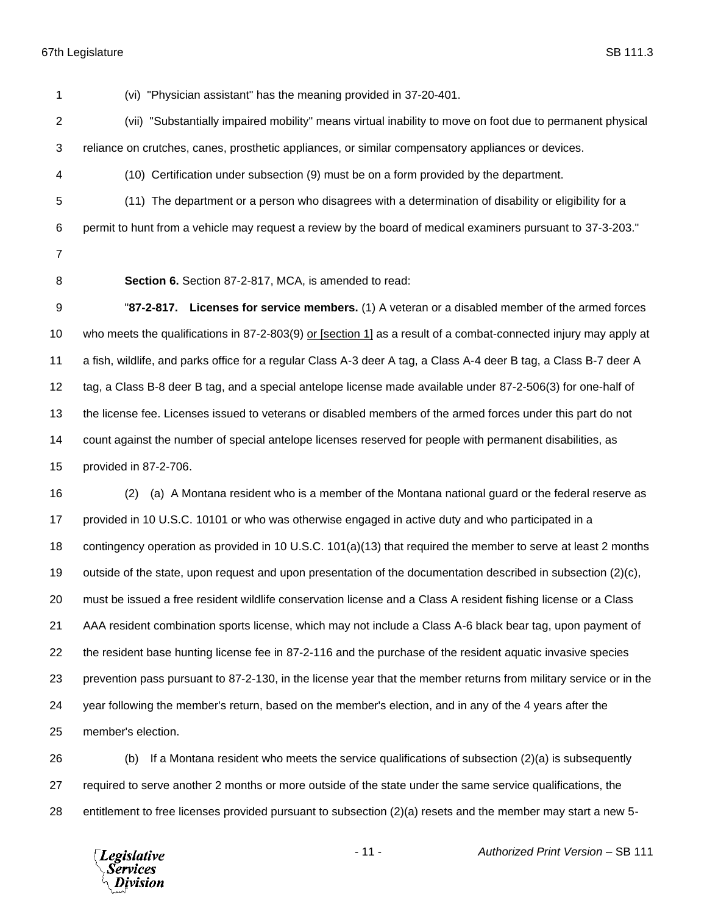(vi) "Physician assistant" has the meaning provided in 37-20-401.

(vii) "Substantially impaired mobility" means virtual inability to move on foot due to permanent physical reliance on crutches, canes, prosthetic appliances, or similar compensatory appliances or devices.

(10) Certification under subsection (9) must be on a form provided by the department.

(11) The department or a person who disagrees with a determination of disability or eligibility for a permit to hunt from a vehicle may request a review by the board of medical examiners pursuant to 37-3-203."

**Section 6.** Section 87-2-817, MCA, is amended to read:

"**87-2-817. Licenses for service members.** (1) A veteran or a disabled member of the armed forces who meets the qualifications in 87-2-803(9) <u>or [section 1]</u> as a result of a combat-connected injury may apply at a fish, wildlife, and parks office for a regular Class A-3 deer A tag, a Class A-4 deer B tag, a Class B-7 deer A tag, a Class B-8 deer B tag, and a special antelope license made available under 87-2-506(3) for one-half of the license fee. Licenses issued to veterans or disabled members of the armed forces under this part do not count against the number of special antelope licenses reserved for people with permanent disabilities, as provided in 87-2-706.

(2) (a) A Montana resident who is a member of the Montana national guard or the federal reserve as provided in 10 U.S.C. 10101 or who was otherwise engaged in active duty and who participated in a contingency operation as provided in 10 U.S.C. 101(a)(13) that required the member to serve at least 2 months outside of the state, upon request and upon presentation of the documentation described in subsection (2)(c), must be issued a free resident wildlife conservation license and a Class A resident fishing license or a Class AAA resident combination sports license, which may not include a Class A-6 black bear tag, upon payment of the resident base hunting license fee in 87-2-116 and the purchase of the resident aquatic invasive species prevention pass pursuant to 87-2-130, in the license year that the member returns from military service or in the year following the member's return, based on the member's election, and in any of the 4 years after the member's election.

(b) If a Montana resident who meets the service qualifications of subsection (2)(a) is subsequently required to serve another 2 months or more outside of the state under the same service qualifications, the entitlement to free licenses provided pursuant to subsection (2)(a) resets and the member may start a new 5-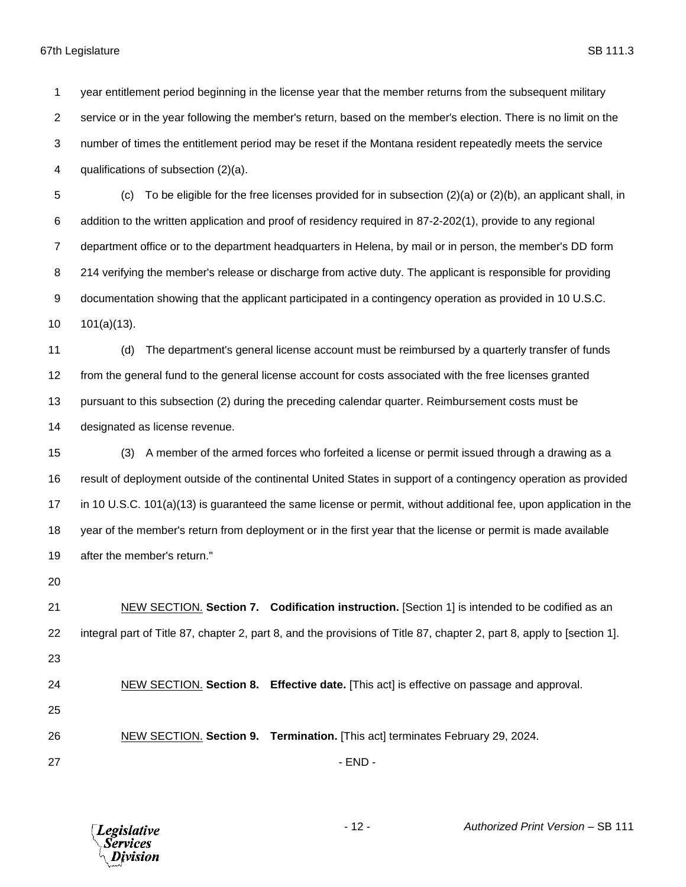year entitlement period beginning in the license year that the member returns from the subsequent military service or in the year following the member's return, based on the member's election. There is no limit on the number of times the entitlement period may be reset if the Montana resident repeatedly meets the service qualifications of subsection (2)(a).

(c) To be eligible for the free licenses provided for in subsection (2)(a) or (2)(b), an applicant shall, in addition to the written application and proof of residency required in 87-2-202(1), provide to any regional department office or to the department headquarters in Helena, by mail or in person, the member's DD form 214 verifying the member's release or discharge from active duty. The applicant is responsible for providing documentation showing that the applicant participated in a contingency operation as provided in 10 U.S.C. 101(a)(13).

(d) The department's general license account must be reimbursed by a quarterly transfer of funds from the general fund to the general license account for costs associated with the free licenses granted pursuant to this subsection (2) during the preceding calendar quarter. Reimbursement costs must be designated as license revenue.

(3) A member of the armed forces who forfeited a license or permit issued through a drawing as a result of deployment outside of the continental United States in support of a contingency operation as provided in 10 U.S.C. 101(a)(13) is guaranteed the same license or permit, without additional fee, upon application in the year of the member's return from deployment or in the first year that the license or permit is made available after the member's return."

NEW SECTION. **Section 7. Codification instruction.** [Section 1] is intended to be codified as an integral part of Title 87, chapter 2, part 8, and the provisions of Title 87, chapter 2, part 8, apply to [section 1].

NEW SECTION. **Section 8. Effective date.** [This act] is effective on passage and approval.

NEW SECTION. **Section 9. Termination.** [This act] terminates February 29, 2024.

- END -